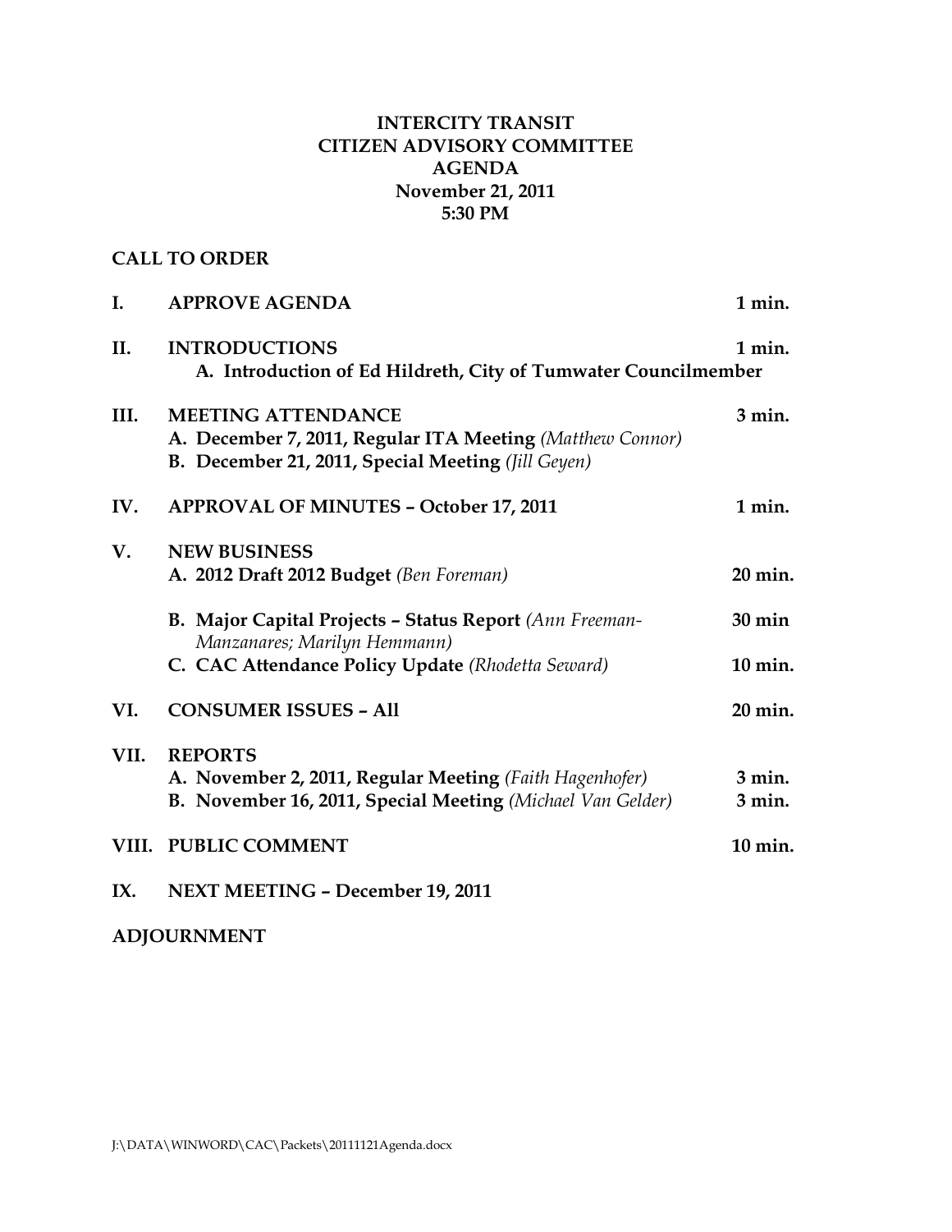**INTERCITY TRANSIT**
**CITIZEN ADVISORY COMMITTEE**
**AGENDA**
**November 21, 2011**
**5:30 PM**

**CALL TO ORDER**

| | | |
|---|---|---|
| **I.** | **APPROVE AGENDA** | **1 min.** |
| **II.** | **INTRODUCTIONS** | **1 min.** |
| | **A. Introduction of Ed Hildreth, City of Tumwater Councilmember** | |
| **III.** | **MEETING ATTENDANCE** | **3 min.** |
| | **A. December 7, 2011, Regular ITA Meeting** *(Matthew Connor)* | |
| | **B. December 21, 2011, Special Meeting** *(Jill Geyen)* | |
| **IV.** | **APPROVAL OF MINUTES – October 17, 2011** | **1 min.** |
| **V.** | **NEW BUSINESS** | |
| | **A. 2012 Draft 2012 Budget** *(Ben Foreman)* | **20 min.** |
| | **B. Major Capital Projects – Status Report** *(Ann Freeman-Manzanares; Marilyn Hemmann)* | **30 min** |
| | **C. CAC Attendance Policy Update** *(Rhodetta Seward)* | **10 min.** |
| **VI.** | **CONSUMER ISSUES – All** | **20 min.** |
| **VII.** | **REPORTS** | |
| | **A. November 2, 2011, Regular Meeting** *(Faith Hagenhofer)* | **3 min.** |
| | **B. November 16, 2011, Special Meeting** *(Michael Van Gelder)* | **3 min.** |
| **VIII.** | **PUBLIC COMMENT** | **10 min.** |
| **IX.** | **NEXT MEETING – December 19, 2011** | |

**ADJOURNMENT**

J:\DATA\WINWORD\CAC\Packets\20111121Agenda.docx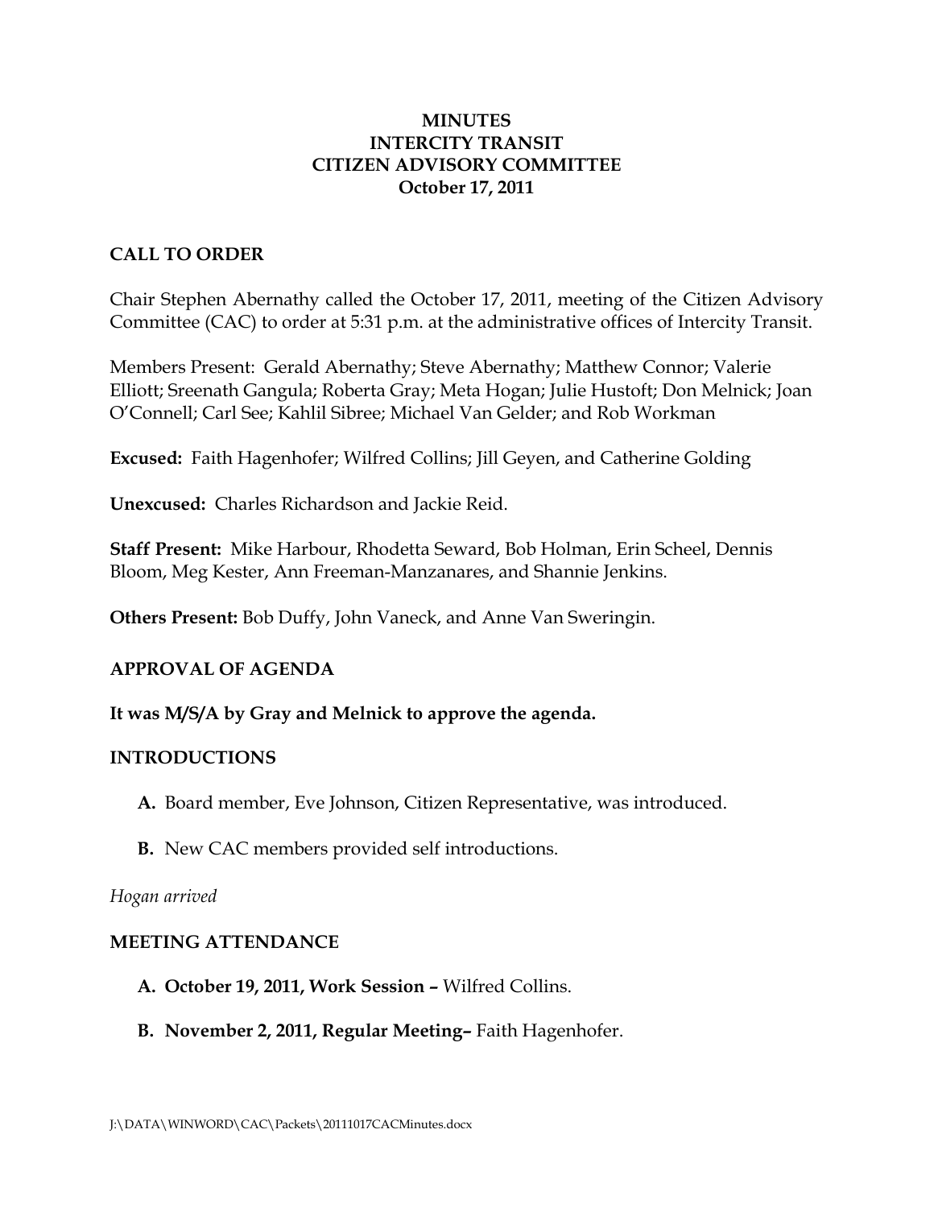# MINUTES
# INTERCITY TRANSIT
# CITIZEN ADVISORY COMMITTEE
# October 17, 2011

## CALL TO ORDER

Chair Stephen Abernathy called the October 17, 2011, meeting of the Citizen Advisory Committee (CAC) to order at 5:31 p.m. at the administrative offices of Intercity Transit.

Members Present: Gerald Abernathy; Steve Abernathy; Matthew Connor; Valerie Elliott; Sreenath Gangula; Roberta Gray; Meta Hogan; Julie Hustoft; Don Melnick; Joan O'Connell; Carl See; Kahlil Sibree; Michael Van Gelder; and Rob Workman

**Excused:** Faith Hagenhofer; Wilfred Collins; Jill Geyen, and Catherine Golding

**Unexcused:** Charles Richardson and Jackie Reid.

**Staff Present:** Mike Harbour, Rhodetta Seward, Bob Holman, Erin Scheel, Dennis Bloom, Meg Kester, Ann Freeman-Manzanares, and Shannie Jenkins.

**Others Present:** Bob Duffy, John Vaneck, and Anne Van Sweringin.

## APPROVAL OF AGENDA

**It was M/S/A by Gray and Melnick to approve the agenda.**

## INTRODUCTIONS

**A.** Board member, Eve Johnson, Citizen Representative, was introduced.

**B.** New CAC members provided self introductions.

*Hogan arrived*

## MEETING ATTENDANCE

**A. October 19, 2011, Work Session –** Wilfred Collins.

**B. November 2, 2011, Regular Meeting–** Faith Hagenhofer.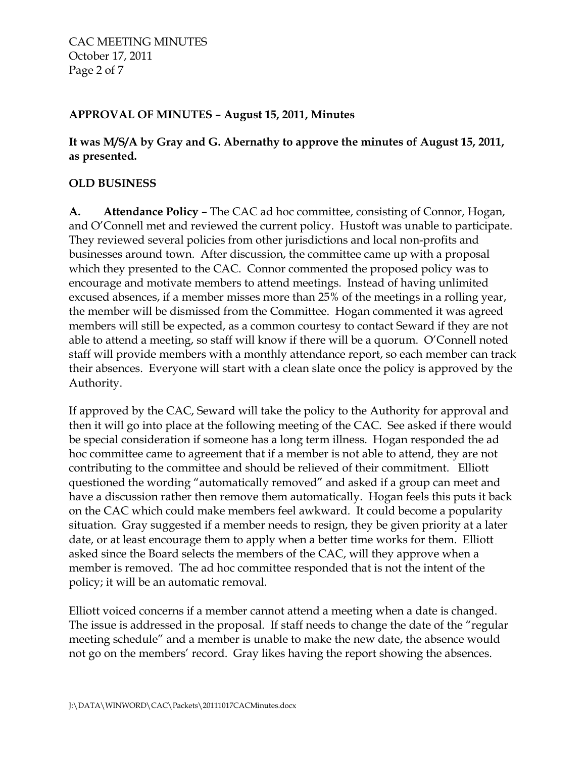**APPROVAL OF MINUTES – August 15, 2011, Minutes**

**It was M/S/A by Gray and G. Abernathy to approve the minutes of August 15, 2011, as presented.**

**OLD BUSINESS**

**A. Attendance Policy –** The CAC ad hoc committee, consisting of Connor, Hogan, and O'Connell met and reviewed the current policy. Hustoft was unable to participate. They reviewed several policies from other jurisdictions and local non-profits and businesses around town. After discussion, the committee came up with a proposal which they presented to the CAC. Connor commented the proposed policy was to encourage and motivate members to attend meetings. Instead of having unlimited excused absences, if a member misses more than 25% of the meetings in a rolling year, the member will be dismissed from the Committee. Hogan commented it was agreed members will still be expected, as a common courtesy to contact Seward if they are not able to attend a meeting, so staff will know if there will be a quorum. O'Connell noted staff will provide members with a monthly attendance report, so each member can track their absences. Everyone will start with a clean slate once the policy is approved by the Authority.

If approved by the CAC, Seward will take the policy to the Authority for approval and then it will go into place at the following meeting of the CAC. See asked if there would be special consideration if someone has a long term illness. Hogan responded the ad hoc committee came to agreement that if a member is not able to attend, they are not contributing to the committee and should be relieved of their commitment. Elliott questioned the wording "automatically removed" and asked if a group can meet and have a discussion rather then remove them automatically. Hogan feels this puts it back on the CAC which could make members feel awkward. It could become a popularity situation. Gray suggested if a member needs to resign, they be given priority at a later date, or at least encourage them to apply when a better time works for them. Elliott asked since the Board selects the members of the CAC, will they approve when a member is removed. The ad hoc committee responded that is not the intent of the policy; it will be an automatic removal.

Elliott voiced concerns if a member cannot attend a meeting when a date is changed. The issue is addressed in the proposal. If staff needs to change the date of the "regular meeting schedule" and a member is unable to make the new date, the absence would not go on the members' record. Gray likes having the report showing the absences.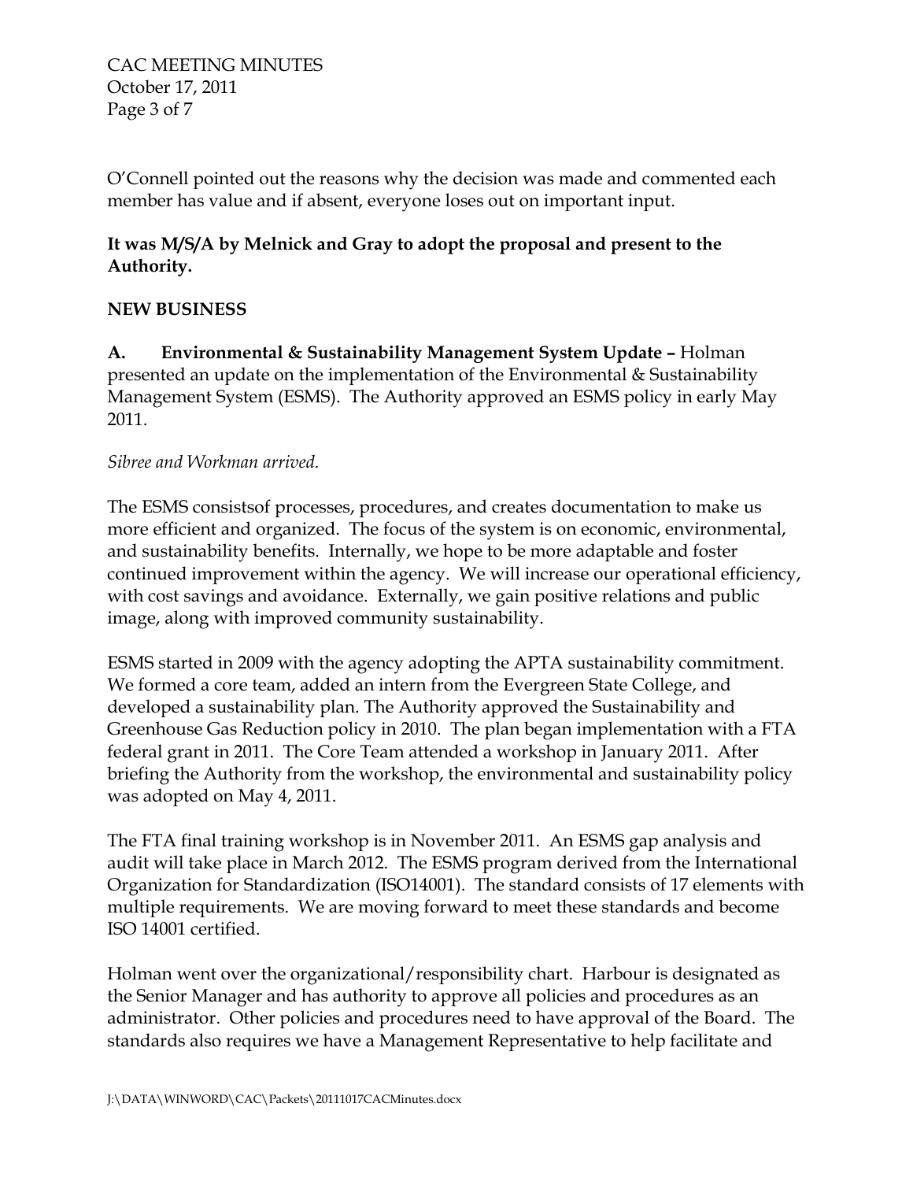O'Connell pointed out the reasons why the decision was made and commented each member has value and if absent, everyone loses out on important input.

**It was M/S/A by Melnick and Gray to adopt the proposal and present to the Authority.**

**NEW BUSINESS**

**A. Environmental & Sustainability Management System Update –** Holman presented an update on the implementation of the Environmental & Sustainability Management System (ESMS). The Authority approved an ESMS policy in early May 2011.

*Sibree and Workman arrived.*

The ESMS consistsof processes, procedures, and creates documentation to make us more efficient and organized. The focus of the system is on economic, environmental, and sustainability benefits. Internally, we hope to be more adaptable and foster continued improvement within the agency. We will increase our operational efficiency, with cost savings and avoidance. Externally, we gain positive relations and public image, along with improved community sustainability.

ESMS started in 2009 with the agency adopting the APTA sustainability commitment. We formed a core team, added an intern from the Evergreen State College, and developed a sustainability plan. The Authority approved the Sustainability and Greenhouse Gas Reduction policy in 2010. The plan began implementation with a FTA federal grant in 2011. The Core Team attended a workshop in January 2011. After briefing the Authority from the workshop, the environmental and sustainability policy was adopted on May 4, 2011.

The FTA final training workshop is in November 2011. An ESMS gap analysis and audit will take place in March 2012. The ESMS program derived from the International Organization for Standardization (ISO14001). The standard consists of 17 elements with multiple requirements. We are moving forward to meet these standards and become ISO 14001 certified.

Holman went over the organizational/responsibility chart. Harbour is designated as the Senior Manager and has authority to approve all policies and procedures as an administrator. Other policies and procedures need to have approval of the Board. The standards also requires we have a Management Representative to help facilitate and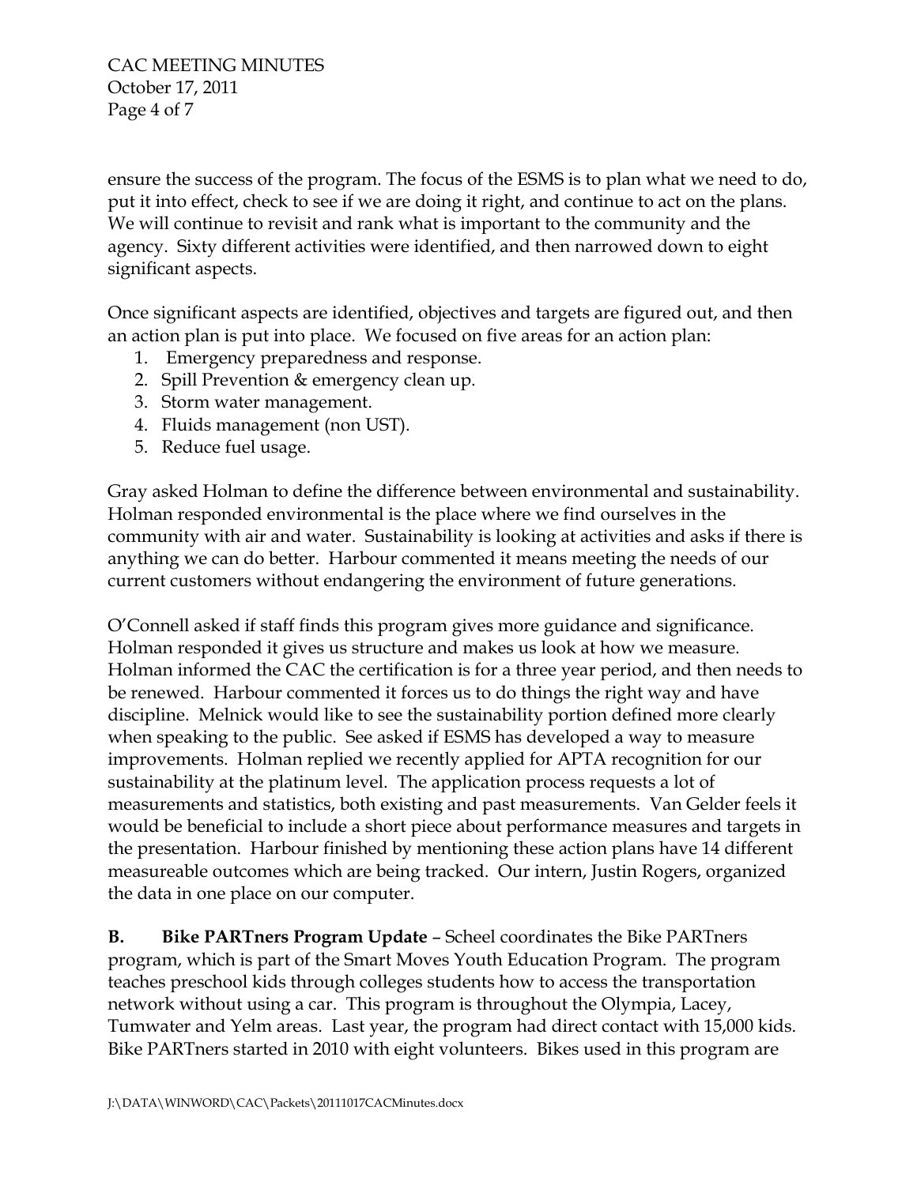ensure the success of the program. The focus of the ESMS is to plan what we need to do, put it into effect, check to see if we are doing it right, and continue to act on the plans. We will continue to revisit and rank what is important to the community and the agency. Sixty different activities were identified, and then narrowed down to eight significant aspects.

Once significant aspects are identified, objectives and targets are figured out, and then an action plan is put into place. We focused on five areas for an action plan:

1. Emergency preparedness and response.
2. Spill Prevention & emergency clean up.
3. Storm water management.
4. Fluids management (non UST).
5. Reduce fuel usage.

Gray asked Holman to define the difference between environmental and sustainability. Holman responded environmental is the place where we find ourselves in the community with air and water. Sustainability is looking at activities and asks if there is anything we can do better. Harbour commented it means meeting the needs of our current customers without endangering the environment of future generations.

O'Connell asked if staff finds this program gives more guidance and significance. Holman responded it gives us structure and makes us look at how we measure. Holman informed the CAC the certification is for a three year period, and then needs to be renewed. Harbour commented it forces us to do things the right way and have discipline. Melnick would like to see the sustainability portion defined more clearly when speaking to the public. See asked if ESMS has developed a way to measure improvements. Holman replied we recently applied for APTA recognition for our sustainability at the platinum level. The application process requests a lot of measurements and statistics, both existing and past measurements. Van Gelder feels it would be beneficial to include a short piece about performance measures and targets in the presentation. Harbour finished by mentioning these action plans have 14 different measureable outcomes which are being tracked. Our intern, Justin Rogers, organized the data in one place on our computer.

**B. Bike PARTners Program Update** – Scheel coordinates the Bike PARTners program, which is part of the Smart Moves Youth Education Program. The program teaches preschool kids through colleges students how to access the transportation network without using a car. This program is throughout the Olympia, Lacey, Tumwater and Yelm areas. Last year, the program had direct contact with 15,000 kids. Bike PARTners started in 2010 with eight volunteers. Bikes used in this program are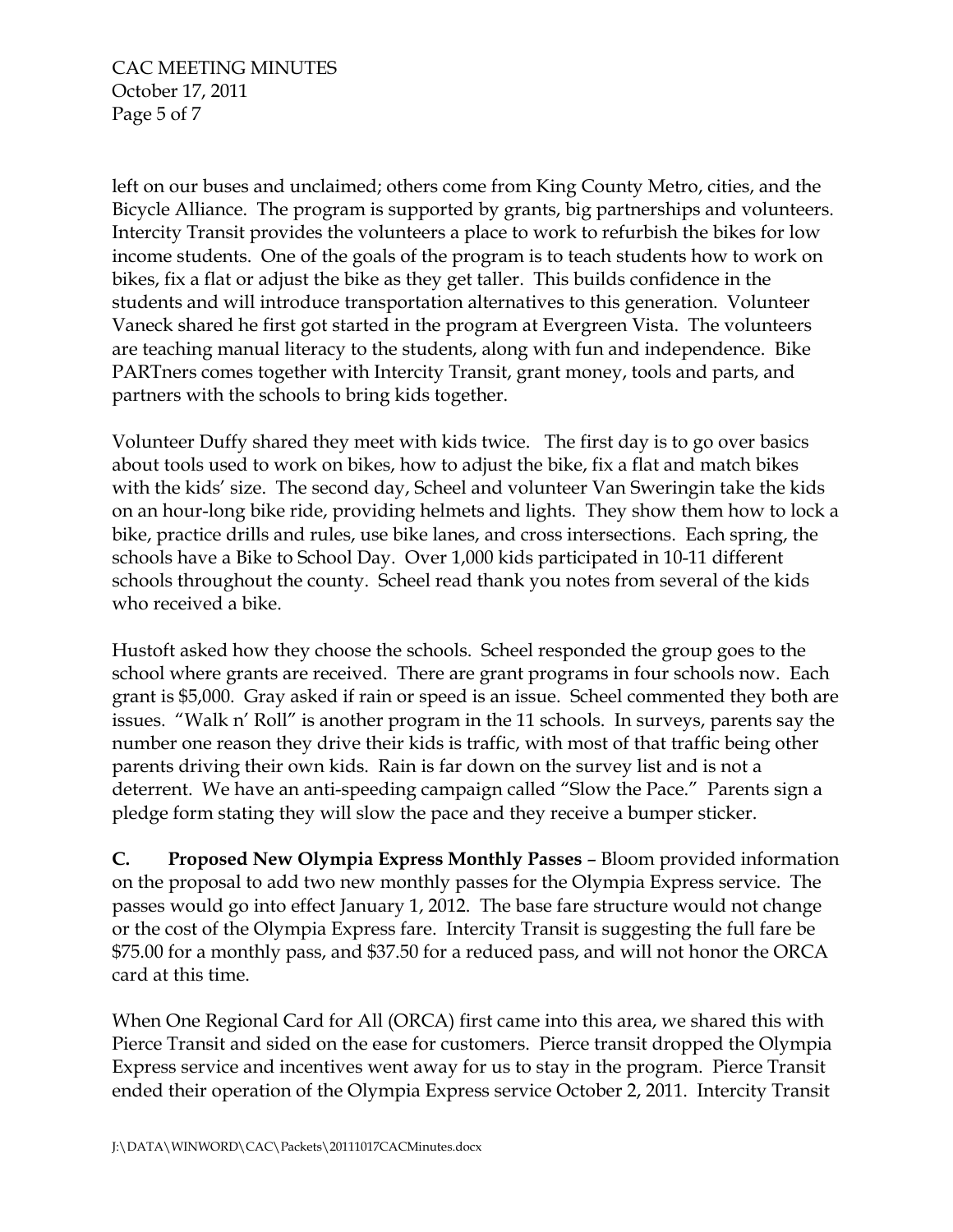left on our buses and unclaimed; others come from King County Metro, cities, and the Bicycle Alliance. The program is supported by grants, big partnerships and volunteers. Intercity Transit provides the volunteers a place to work to refurbish the bikes for low income students. One of the goals of the program is to teach students how to work on bikes, fix a flat or adjust the bike as they get taller. This builds confidence in the students and will introduce transportation alternatives to this generation. Volunteer Vaneck shared he first got started in the program at Evergreen Vista. The volunteers are teaching manual literacy to the students, along with fun and independence. Bike PARTners comes together with Intercity Transit, grant money, tools and parts, and partners with the schools to bring kids together.

Volunteer Duffy shared they meet with kids twice. The first day is to go over basics about tools used to work on bikes, how to adjust the bike, fix a flat and match bikes with the kids' size. The second day, Scheel and volunteer Van Sweringin take the kids on an hour-long bike ride, providing helmets and lights. They show them how to lock a bike, practice drills and rules, use bike lanes, and cross intersections. Each spring, the schools have a Bike to School Day. Over 1,000 kids participated in 10-11 different schools throughout the county. Scheel read thank you notes from several of the kids who received a bike.

Hustoft asked how they choose the schools. Scheel responded the group goes to the school where grants are received. There are grant programs in four schools now. Each grant is $5,000. Gray asked if rain or speed is an issue. Scheel commented they both are issues. "Walk n' Roll" is another program in the 11 schools. In surveys, parents say the number one reason they drive their kids is traffic, with most of that traffic being other parents driving their own kids. Rain is far down on the survey list and is not a deterrent. We have an anti-speeding campaign called "Slow the Pace." Parents sign a pledge form stating they will slow the pace and they receive a bumper sticker.

**C. Proposed New Olympia Express Monthly Passes** – Bloom provided information on the proposal to add two new monthly passes for the Olympia Express service. The passes would go into effect January 1, 2012. The base fare structure would not change or the cost of the Olympia Express fare. Intercity Transit is suggesting the full fare be $75.00 for a monthly pass, and $37.50 for a reduced pass, and will not honor the ORCA card at this time.

When One Regional Card for All (ORCA) first came into this area, we shared this with Pierce Transit and sided on the ease for customers. Pierce transit dropped the Olympia Express service and incentives went away for us to stay in the program. Pierce Transit ended their operation of the Olympia Express service October 2, 2011. Intercity Transit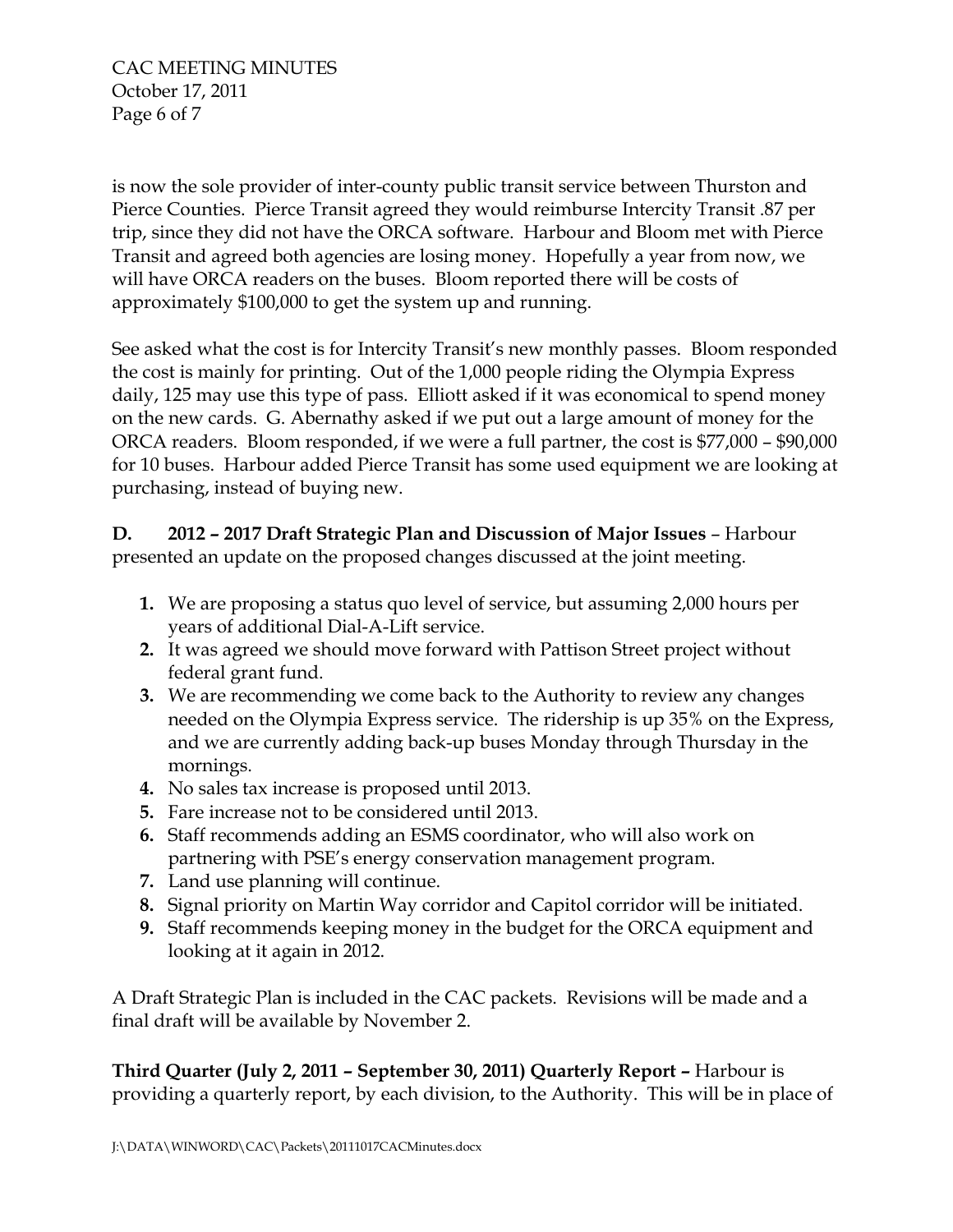is now the sole provider of inter-county public transit service between Thurston and Pierce Counties. Pierce Transit agreed they would reimburse Intercity Transit .87 per trip, since they did not have the ORCA software. Harbour and Bloom met with Pierce Transit and agreed both agencies are losing money. Hopefully a year from now, we will have ORCA readers on the buses. Bloom reported there will be costs of approximately $100,000 to get the system up and running.

See asked what the cost is for Intercity Transit's new monthly passes. Bloom responded the cost is mainly for printing. Out of the 1,000 people riding the Olympia Express daily, 125 may use this type of pass. Elliott asked if it was economical to spend money on the new cards. G. Abernathy asked if we put out a large amount of money for the ORCA readers. Bloom responded, if we were a full partner, the cost is $77,000 – $90,000 for 10 buses. Harbour added Pierce Transit has some used equipment we are looking at purchasing, instead of buying new.

**D. 2012 – 2017 Draft Strategic Plan and Discussion of Major Issues** – Harbour presented an update on the proposed changes discussed at the joint meeting.

1. We are proposing a status quo level of service, but assuming 2,000 hours per years of additional Dial-A-Lift service.
2. It was agreed we should move forward with Pattison Street project without federal grant fund.
3. We are recommending we come back to the Authority to review any changes needed on the Olympia Express service. The ridership is up 35% on the Express, and we are currently adding back-up buses Monday through Thursday in the mornings.
4. No sales tax increase is proposed until 2013.
5. Fare increase not to be considered until 2013.
6. Staff recommends adding an ESMS coordinator, who will also work on partnering with PSE's energy conservation management program.
7. Land use planning will continue.
8. Signal priority on Martin Way corridor and Capitol corridor will be initiated.
9. Staff recommends keeping money in the budget for the ORCA equipment and looking at it again in 2012.

A Draft Strategic Plan is included in the CAC packets. Revisions will be made and a final draft will be available by November 2.

**Third Quarter (July 2, 2011 – September 30, 2011) Quarterly Report –** Harbour is providing a quarterly report, by each division, to the Authority. This will be in place of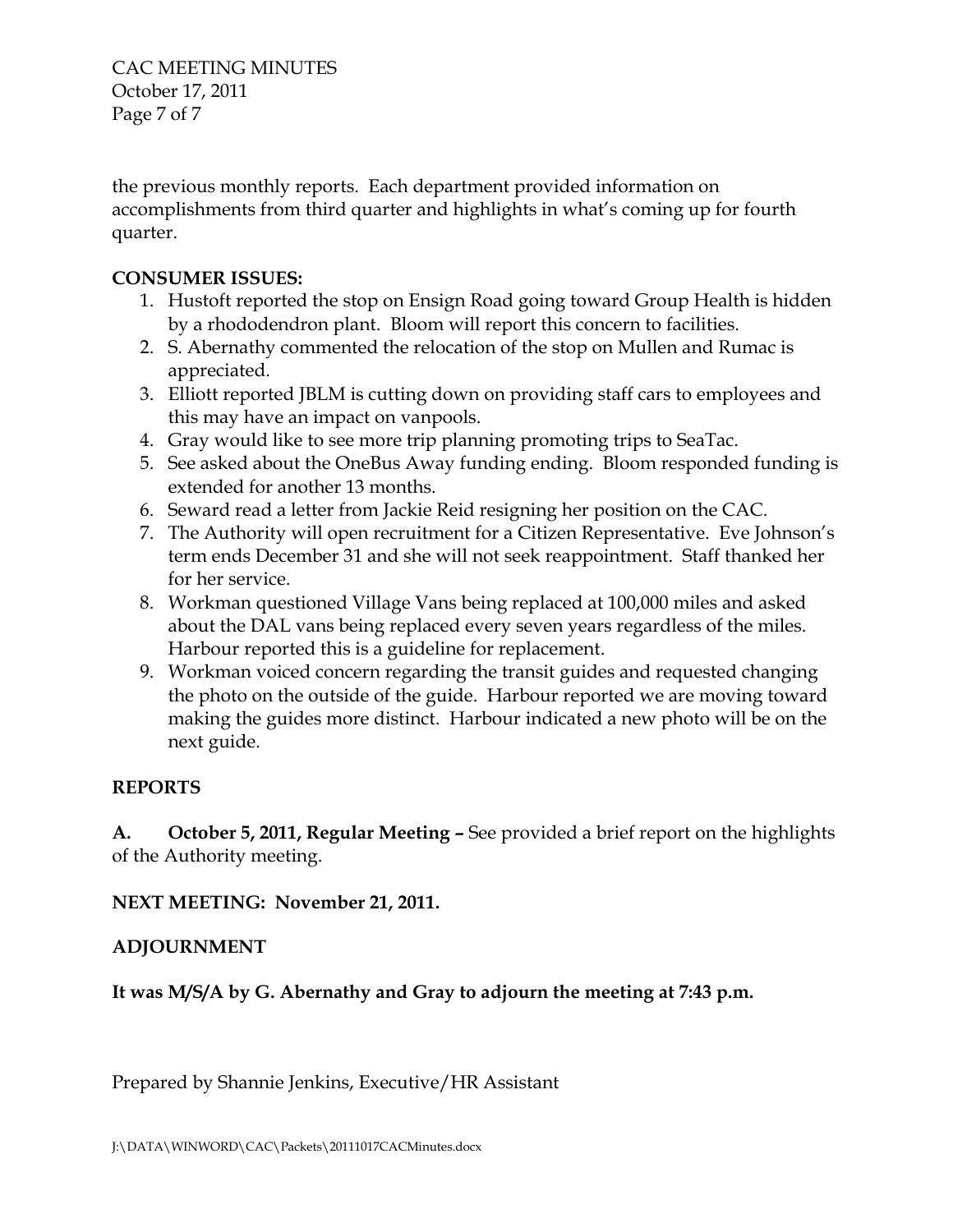the previous monthly reports. Each department provided information on accomplishments from third quarter and highlights in what's coming up for fourth quarter.

**CONSUMER ISSUES:**

1. Hustoft reported the stop on Ensign Road going toward Group Health is hidden by a rhododendron plant. Bloom will report this concern to facilities.
2. S. Abernathy commented the relocation of the stop on Mullen and Rumac is appreciated.
3. Elliott reported JBLM is cutting down on providing staff cars to employees and this may have an impact on vanpools.
4. Gray would like to see more trip planning promoting trips to SeaTac.
5. See asked about the OneBus Away funding ending. Bloom responded funding is extended for another 13 months.
6. Seward read a letter from Jackie Reid resigning her position on the CAC.
7. The Authority will open recruitment for a Citizen Representative. Eve Johnson's term ends December 31 and she will not seek reappointment. Staff thanked her for her service.
8. Workman questioned Village Vans being replaced at 100,000 miles and asked about the DAL vans being replaced every seven years regardless of the miles. Harbour reported this is a guideline for replacement.
9. Workman voiced concern regarding the transit guides and requested changing the photo on the outside of the guide. Harbour reported we are moving toward making the guides more distinct. Harbour indicated a new photo will be on the next guide.

**REPORTS**

**A. October 5, 2011, Regular Meeting –** See provided a brief report on the highlights of the Authority meeting.

**NEXT MEETING: November 21, 2011.**

**ADJOURNMENT**

**It was M/S/A by G. Abernathy and Gray to adjourn the meeting at 7:43 p.m.**

Prepared by Shannie Jenkins, Executive/HR Assistant

J:\DATA\WINWORD\CAC\Packets\20111017CACMinutes.docx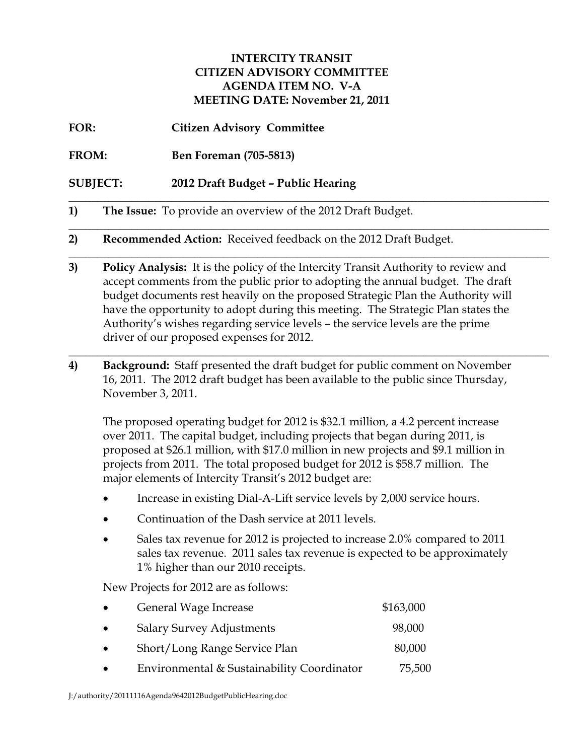**INTERCITY TRANSIT**
**CITIZEN ADVISORY COMMITTEE**
**AGENDA ITEM NO. V-A**
**MEETING DATE: November 21, 2011**

**FOR:** **Citizen Advisory Committee**

**FROM:** **Ben Foreman (705-5813)**

**SUBJECT:** **2012 Draft Budget – Public Hearing**

---

**1) The Issue:** To provide an overview of the 2012 Draft Budget.

---

**2) Recommended Action:** Received feedback on the 2012 Draft Budget.

---

**3) Policy Analysis:** It is the policy of the Intercity Transit Authority to review and accept comments from the public prior to adopting the annual budget. The draft budget documents rest heavily on the proposed Strategic Plan the Authority will have the opportunity to adopt during this meeting. The Strategic Plan states the Authority's wishes regarding service levels – the service levels are the prime driver of our proposed expenses for 2012.

---

**4) Background:** Staff presented the draft budget for public comment on November 16, 2011. The 2012 draft budget has been available to the public since Thursday, November 3, 2011.

The proposed operating budget for 2012 is $32.1 million, a 4.2 percent increase over 2011. The capital budget, including projects that began during 2011, is proposed at $26.1 million, with $17.0 million in new projects and $9.1 million in projects from 2011. The total proposed budget for 2012 is $58.7 million. The major elements of Intercity Transit's 2012 budget are:

- Increase in existing Dial-A-Lift service levels by 2,000 service hours.
- Continuation of the Dash service at 2011 levels.
- Sales tax revenue for 2012 is projected to increase 2.0% compared to 2011 sales tax revenue. 2011 sales tax revenue is expected to be approximately 1% higher than our 2010 receipts.

New Projects for 2012 are as follows:

| | |
|---|---|
| General Wage Increase | $163,000 |
| Salary Survey Adjustments | 98,000 |
| Short/Long Range Service Plan | 80,000 |
| Environmental & Sustainability Coordinator | 75,500 |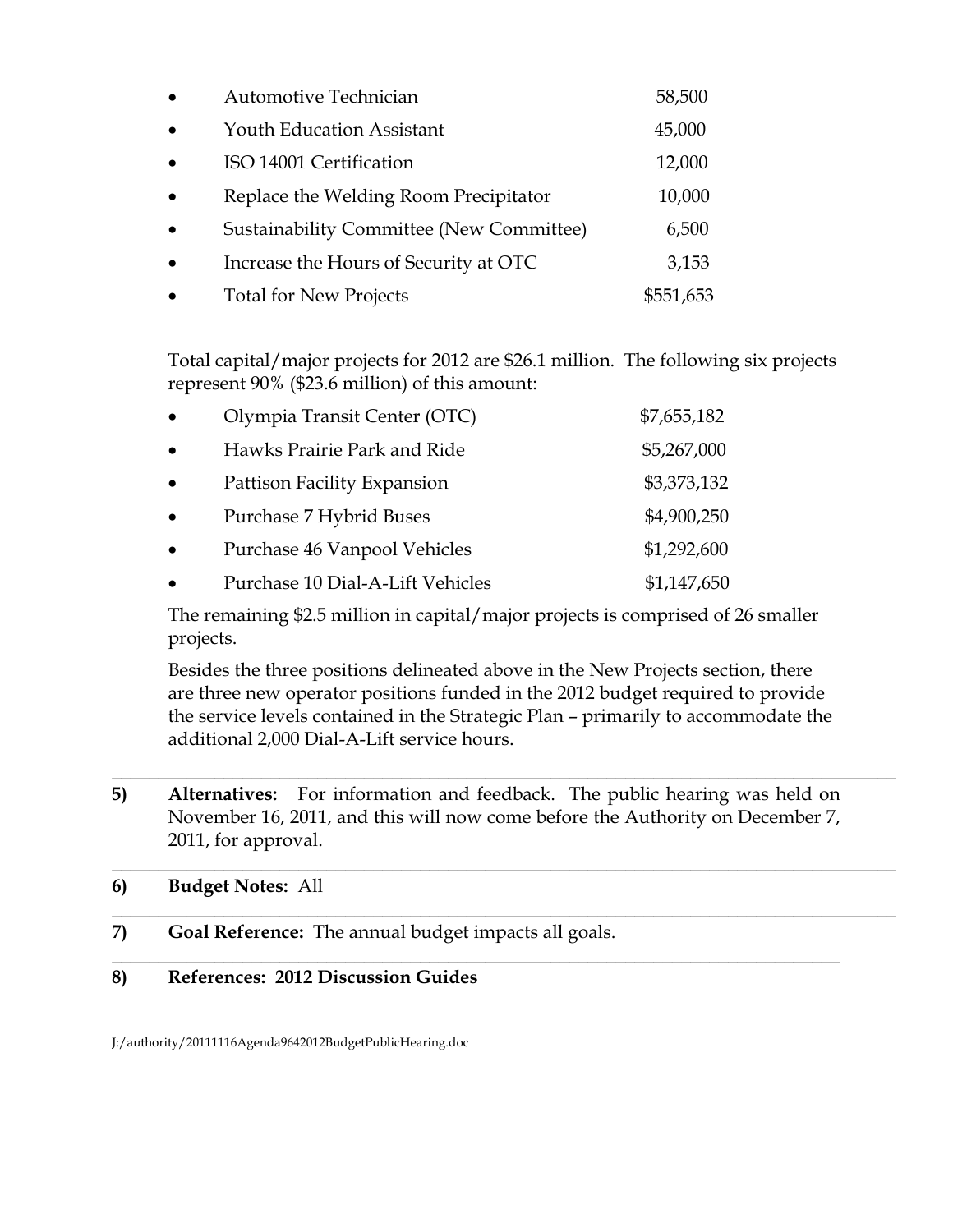- Automotive Technician 58,500
- Youth Education Assistant 45,000
- ISO 14001 Certification 12,000
- Replace the Welding Room Precipitator 10,000
- Sustainability Committee (New Committee) 6,500
- Increase the Hours of Security at OTC 3,153
- Total for New Projects $551,653

Total capital/major projects for 2012 are $26.1 million. The following six projects represent 90% ($23.6 million) of this amount:

- Olympia Transit Center (OTC) $7,655,182
- Hawks Prairie Park and Ride $5,267,000
- Pattison Facility Expansion $3,373,132
- Purchase 7 Hybrid Buses $4,900,250
- Purchase 46 Vanpool Vehicles $1,292,600
- Purchase 10 Dial-A-Lift Vehicles $1,147,650

The remaining $2.5 million in capital/major projects is comprised of 26 smaller projects.

Besides the three positions delineated above in the New Projects section, there are three new operator positions funded in the 2012 budget required to provide the service levels contained in the Strategic Plan – primarily to accommodate the additional 2,000 Dial-A-Lift service hours.

---

**5) Alternatives:** For information and feedback. The public hearing was held on November 16, 2011, and this will now come before the Authority on December 7, 2011, for approval.

---

**6) Budget Notes:** All

---

**7) Goal Reference:** The annual budget impacts all goals.

---

**8) References: 2012 Discussion Guides**

J:/authority/20111116Agenda9642012BudgetPublicHearing.doc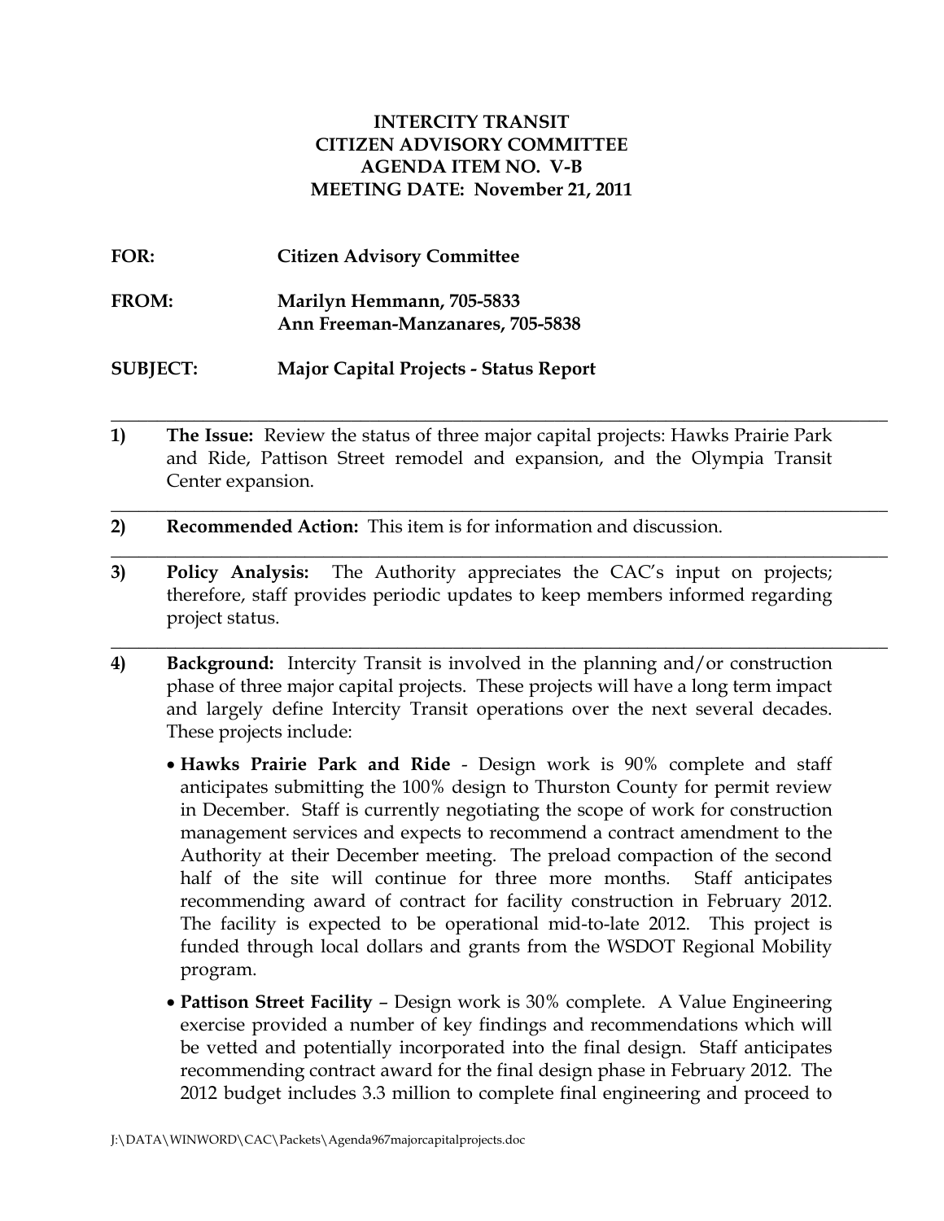**INTERCITY TRANSIT**
**CITIZEN ADVISORY COMMITTEE**
**AGENDA ITEM NO. V-B**
**MEETING DATE: November 21, 2011**

**FOR:** **Citizen Advisory Committee**

**FROM:** **Marilyn Hemmann, 705-5833**
**Ann Freeman-Manzanares, 705-5838**

**SUBJECT:** **Major Capital Projects - Status Report**

---

**1) The Issue:** Review the status of three major capital projects: Hawks Prairie Park and Ride, Pattison Street remodel and expansion, and the Olympia Transit Center expansion.

---

**2) Recommended Action:** This item is for information and discussion.

---

**3) Policy Analysis:** The Authority appreciates the CAC's input on projects; therefore, staff provides periodic updates to keep members informed regarding project status.

---

**4) Background:** Intercity Transit is involved in the planning and/or construction phase of three major capital projects. These projects will have a long term impact and largely define Intercity Transit operations over the next several decades. These projects include:

- **Hawks Prairie Park and Ride** - Design work is 90% complete and staff anticipates submitting the 100% design to Thurston County for permit review in December. Staff is currently negotiating the scope of work for construction management services and expects to recommend a contract amendment to the Authority at their December meeting. The preload compaction of the second half of the site will continue for three more months. Staff anticipates recommending award of contract for facility construction in February 2012. The facility is expected to be operational mid-to-late 2012. This project is funded through local dollars and grants from the WSDOT Regional Mobility program.
- **Pattison Street Facility** – Design work is 30% complete. A Value Engineering exercise provided a number of key findings and recommendations which will be vetted and potentially incorporated into the final design. Staff anticipates recommending contract award for the final design phase in February 2012. The 2012 budget includes 3.3 million to complete final engineering and proceed to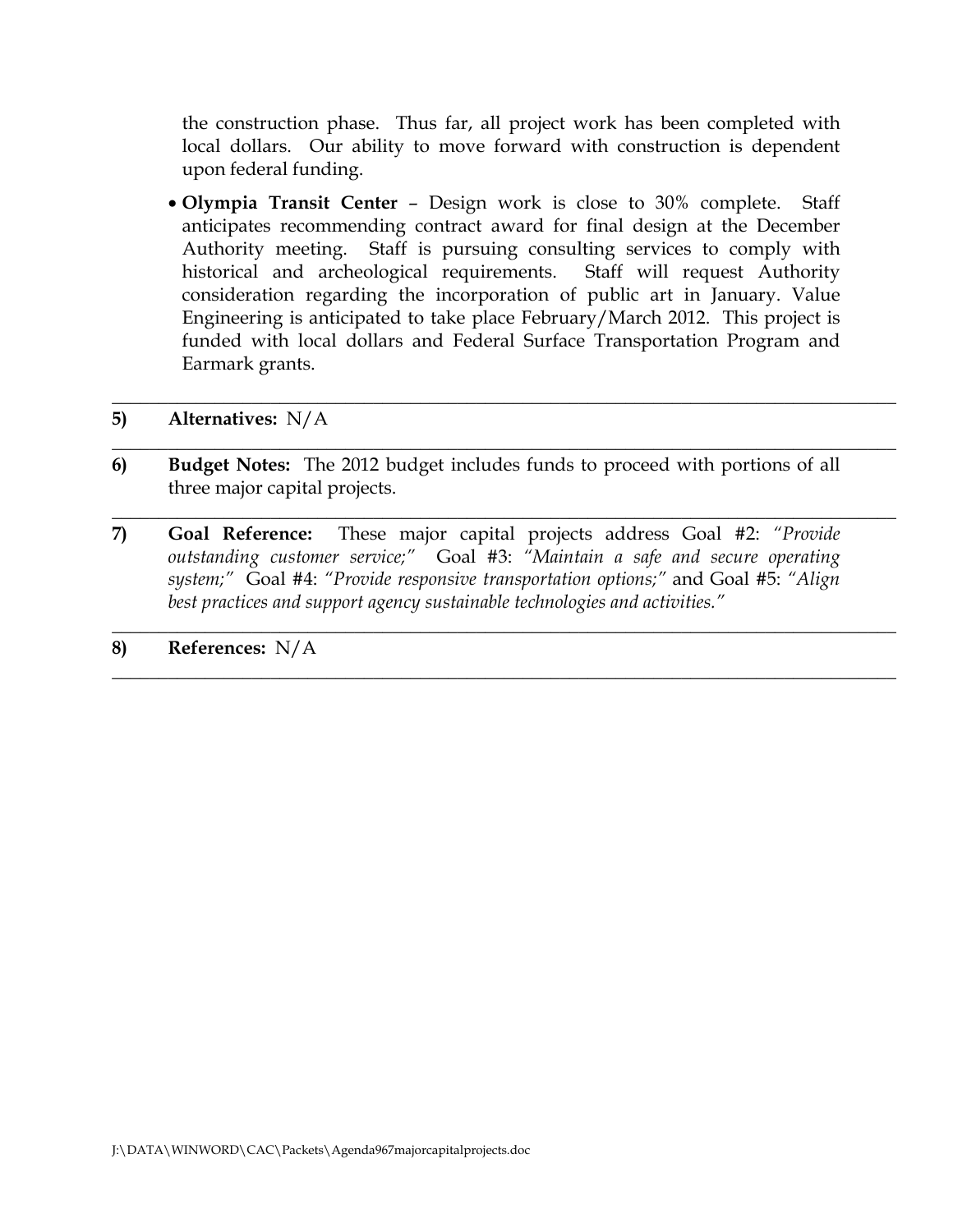the construction phase. Thus far, all project work has been completed with local dollars. Our ability to move forward with construction is dependent upon federal funding.

- **Olympia Transit Center** – Design work is close to 30% complete. Staff anticipates recommending contract award for final design at the December Authority meeting. Staff is pursuing consulting services to comply with historical and archeological requirements. Staff will request Authority consideration regarding the incorporation of public art in January. Value Engineering is anticipated to take place February/March 2012. This project is funded with local dollars and Federal Surface Transportation Program and Earmark grants.

---

**5) Alternatives:** N/A

---

**6) Budget Notes:** The 2012 budget includes funds to proceed with portions of all three major capital projects.

---

**7) Goal Reference:** These major capital projects address Goal #2: *"Provide outstanding customer service;"* Goal #3: *"Maintain a safe and secure operating system;"* Goal #4: *"Provide responsive transportation options;"* and Goal #5: *"Align best practices and support agency sustainable technologies and activities."*

---

**8) References:** N/A

---

J:\DATA\WINWORD\CAC\Packets\Agenda967majorcapitalprojects.doc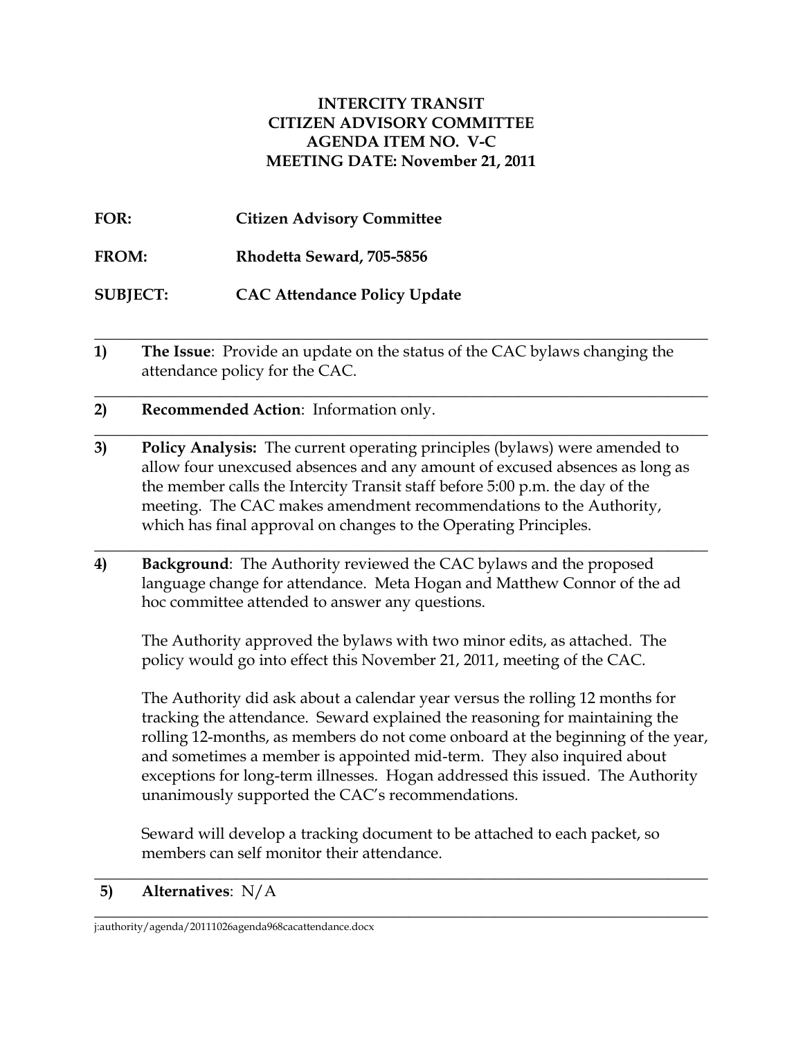**INTERCITY TRANSIT**
**CITIZEN ADVISORY COMMITTEE**
**AGENDA ITEM NO. V-C**
**MEETING DATE: November 21, 2011**

**FOR:** Citizen Advisory Committee

**FROM:** Rhodetta Seward, 705-5856

**SUBJECT:** CAC Attendance Policy Update

---

**1) The Issue**: Provide an update on the status of the CAC bylaws changing the attendance policy for the CAC.

---

**2) Recommended Action**: Information only.

---

**3) Policy Analysis:** The current operating principles (bylaws) were amended to allow four unexcused absences and any amount of excused absences as long as the member calls the Intercity Transit staff before 5:00 p.m. the day of the meeting. The CAC makes amendment recommendations to the Authority, which has final approval on changes to the Operating Principles.

---

**4) Background**: The Authority reviewed the CAC bylaws and the proposed language change for attendance. Meta Hogan and Matthew Connor of the ad hoc committee attended to answer any questions.

The Authority approved the bylaws with two minor edits, as attached. The policy would go into effect this November 21, 2011, meeting of the CAC.

The Authority did ask about a calendar year versus the rolling 12 months for tracking the attendance. Seward explained the reasoning for maintaining the rolling 12-months, as members do not come onboard at the beginning of the year, and sometimes a member is appointed mid-term. They also inquired about exceptions for long-term illnesses. Hogan addressed this issued. The Authority unanimously supported the CAC's recommendations.

Seward will develop a tracking document to be attached to each packet, so members can self monitor their attendance.

---

**5) Alternatives**: N/A

---

j:authority/agenda/20111026agenda968cacattendance.docx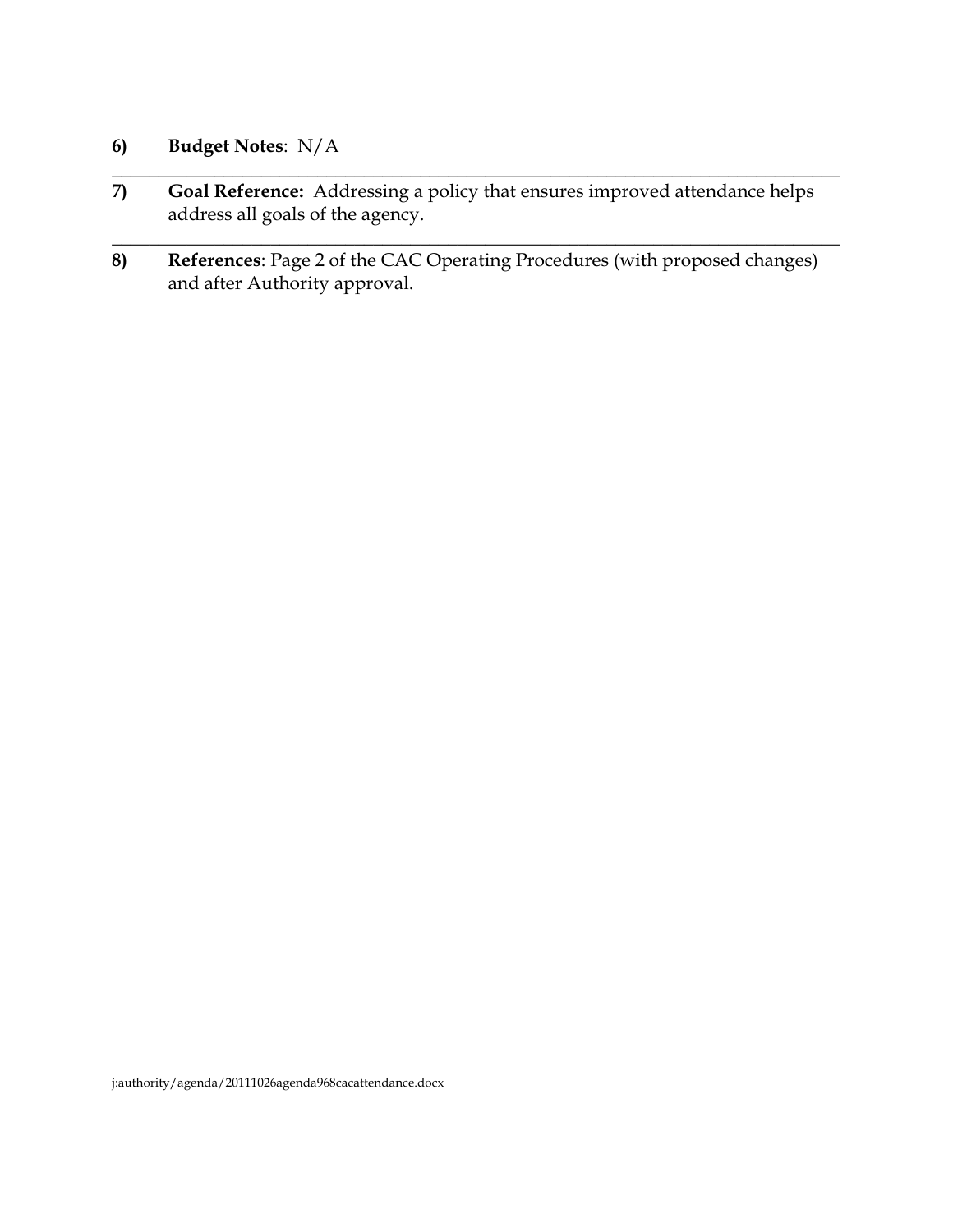**6) Budget Notes**: N/A

---

**7) Goal Reference:** Addressing a policy that ensures improved attendance helps address all goals of the agency.

---

**8) References**: Page 2 of the CAC Operating Procedures (with proposed changes) and after Authority approval.

j:authority/agenda/20111026agenda968cacattendance.docx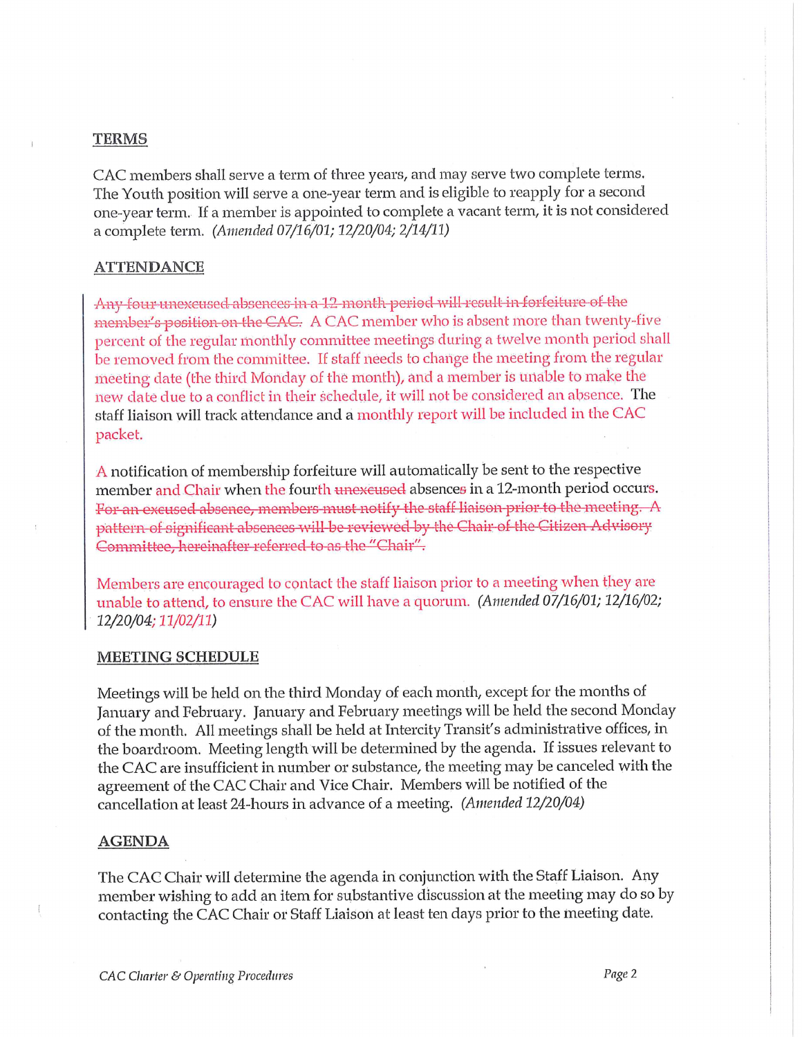## TERMS

CAC members shall serve a term of three years, and may serve two complete terms. The Youth position will serve a one-year term and is eligible to reapply for a second one-year term. If a member is appointed to complete a vacant term, it is not considered a complete term. *(Amended 07/16/01; 12/20/04; 2/14/11)*

## ATTENDANCE

~~Any four unexcused absences in a 12-month period will result in forfeiture of the member's position on the CAC.~~ A CAC member who is absent more than twenty-five percent of the regular monthly committee meetings during a twelve month period shall be removed from the committee. If staff needs to change the meeting from the regular meeting date (the third Monday of the month), and a member is unable to make the new date due to a conflict in their schedule, it will not be considered an absence. The staff liaison will track attendance and a monthly report will be included in the CAC packet.

A notification of membership forfeiture will automatically be sent to the respective member and Chair when the fourth ~~unexcused~~ absences in a 12-month period occurs. ~~For an excused absence, members must notify the staff liaison prior to the meeting. A pattern of significant absences will be reviewed by the Chair of the Citizen Advisory Committee, hereinafter referred to as the "Chair".~~

Members are encouraged to contact the staff liaison prior to a meeting when they are unable to attend, to ensure the CAC will have a quorum. *(Amended 07/16/01; 12/16/02; 12/20/04; 11/02/11)*

## MEETING SCHEDULE

Meetings will be held on the third Monday of each month, except for the months of January and February. January and February meetings will be held the second Monday of the month. All meetings shall be held at Intercity Transit's administrative offices, in the boardroom. Meeting length will be determined by the agenda. If issues relevant to the CAC are insufficient in number or substance, the meeting may be canceled with the agreement of the CAC Chair and Vice Chair. Members will be notified of the cancellation at least 24-hours in advance of a meeting. *(Amended 12/20/04)*

## AGENDA

The CAC Chair will determine the agenda in conjunction with the Staff Liaison. Any member wishing to add an item for substantive discussion at the meeting may do so by contacting the CAC Chair or Staff Liaison at least ten days prior to the meeting date.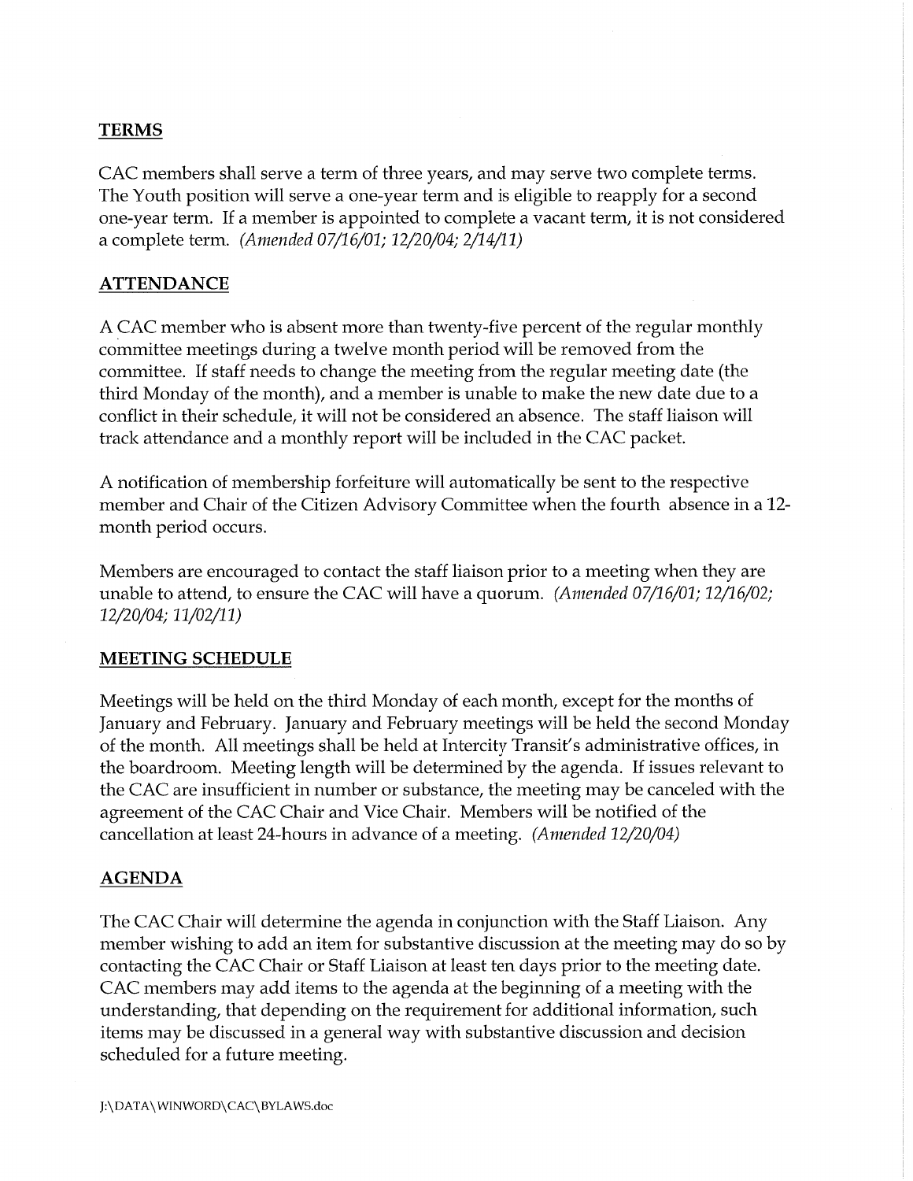## TERMS

CAC members shall serve a term of three years, and may serve two complete terms. The Youth position will serve a one-year term and is eligible to reapply for a second one-year term. If a member is appointed to complete a vacant term, it is not considered a complete term. *(Amended 07/16/01; 12/20/04; 2/14/11)*

## ATTENDANCE

A CAC member who is absent more than twenty-five percent of the regular monthly committee meetings during a twelve month period will be removed from the committee. If staff needs to change the meeting from the regular meeting date (the third Monday of the month), and a member is unable to make the new date due to a conflict in their schedule, it will not be considered an absence. The staff liaison will track attendance and a monthly report will be included in the CAC packet.

A notification of membership forfeiture will automatically be sent to the respective member and Chair of the Citizen Advisory Committee when the fourth absence in a 12-month period occurs.

Members are encouraged to contact the staff liaison prior to a meeting when they are unable to attend, to ensure the CAC will have a quorum. *(Amended 07/16/01; 12/16/02; 12/20/04; 11/02/11)*

## MEETING SCHEDULE

Meetings will be held on the third Monday of each month, except for the months of January and February. January and February meetings will be held the second Monday of the month. All meetings shall be held at Intercity Transit's administrative offices, in the boardroom. Meeting length will be determined by the agenda. If issues relevant to the CAC are insufficient in number or substance, the meeting may be canceled with the agreement of the CAC Chair and Vice Chair. Members will be notified of the cancellation at least 24-hours in advance of a meeting. *(Amended 12/20/04)*

## AGENDA

The CAC Chair will determine the agenda in conjunction with the Staff Liaison. Any member wishing to add an item for substantive discussion at the meeting may do so by contacting the CAC Chair or Staff Liaison at least ten days prior to the meeting date. CAC members may add items to the agenda at the beginning of a meeting with the understanding, that depending on the requirement for additional information, such items may be discussed in a general way with substantive discussion and decision scheduled for a future meeting.

J:\DATA\WINWORD\CAC\BYLAWS.doc